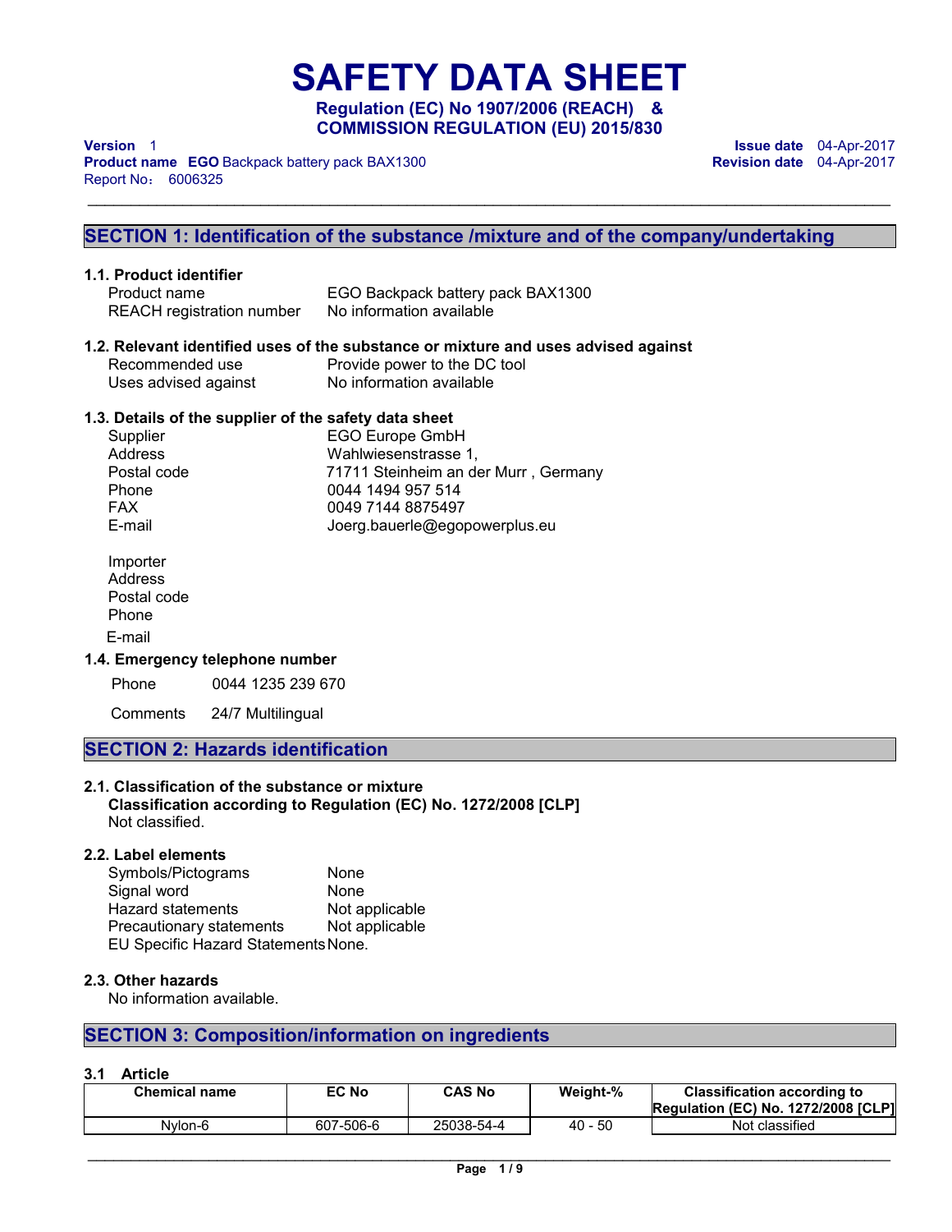# SAFETY DATA SHEET

**Regulation (EC) No 1907/2006 (REACH) & COMMISSION REGULATION (EU) 2015/830**

**Version** 1
**Product name EGO** Backpack battery pack BAX1300
Report No： 6006325

**Issue date** 04-Apr-2017
**Revision date** 04-Apr-2017

## SECTION 1: Identification of the substance /mixture and of the company/undertaking

### 1.1. Product identifier

| | |
|---|---|
| Product name | EGO Backpack battery pack BAX1300 |
| REACH registration number | No information available |

### 1.2. Relevant identified uses of the substance or mixture and uses advised against

| | |
|---|---|
| Recommended use | Provide power to the DC tool |
| Uses advised against | No information available |

### 1.3. Details of the supplier of the safety data sheet

| | |
|---|---|
| Supplier | EGO Europe GmbH |
| Address | Wahlwiesenstrasse 1, |
| Postal code | 71711 Steinheim an der Murr , Germany |
| Phone | 0044 1494 957 514 |
| FAX | 0049 7144 8875497 |
| E-mail | Joerg.bauerle@egopowerplus.eu |

Importer
Address
Postal code
Phone
E-mail

### 1.4. Emergency telephone number

| | |
|---|---|
| Phone | 0044 1235 239 670 |
| Comments | 24/7 Multilingual |

## SECTION 2: Hazards identification

### 2.1. Classification of the substance or mixture

**Classification according to Regulation (EC) No. 1272/2008 [CLP]**

Not classified.

### 2.2. Label elements

| | |
|---|---|
| Symbols/Pictograms | None |
| Signal word | None |
| Hazard statements | Not applicable |
| Precautionary statements | Not applicable |
| EU Specific Hazard Statements | None. |

### 2.3. Other hazards

No information available.

## SECTION 3: Composition/information on ingredients

### 3.1 Article

| Chemical name | EC No | CAS No | Weight-% | Classification according to Regulation (EC) No. 1272/2008 [CLP] |
|---|---|---|---|---|
| Nylon-6 | 607-506-6 | 25038-54-4 | 40 - 50 | Not classified |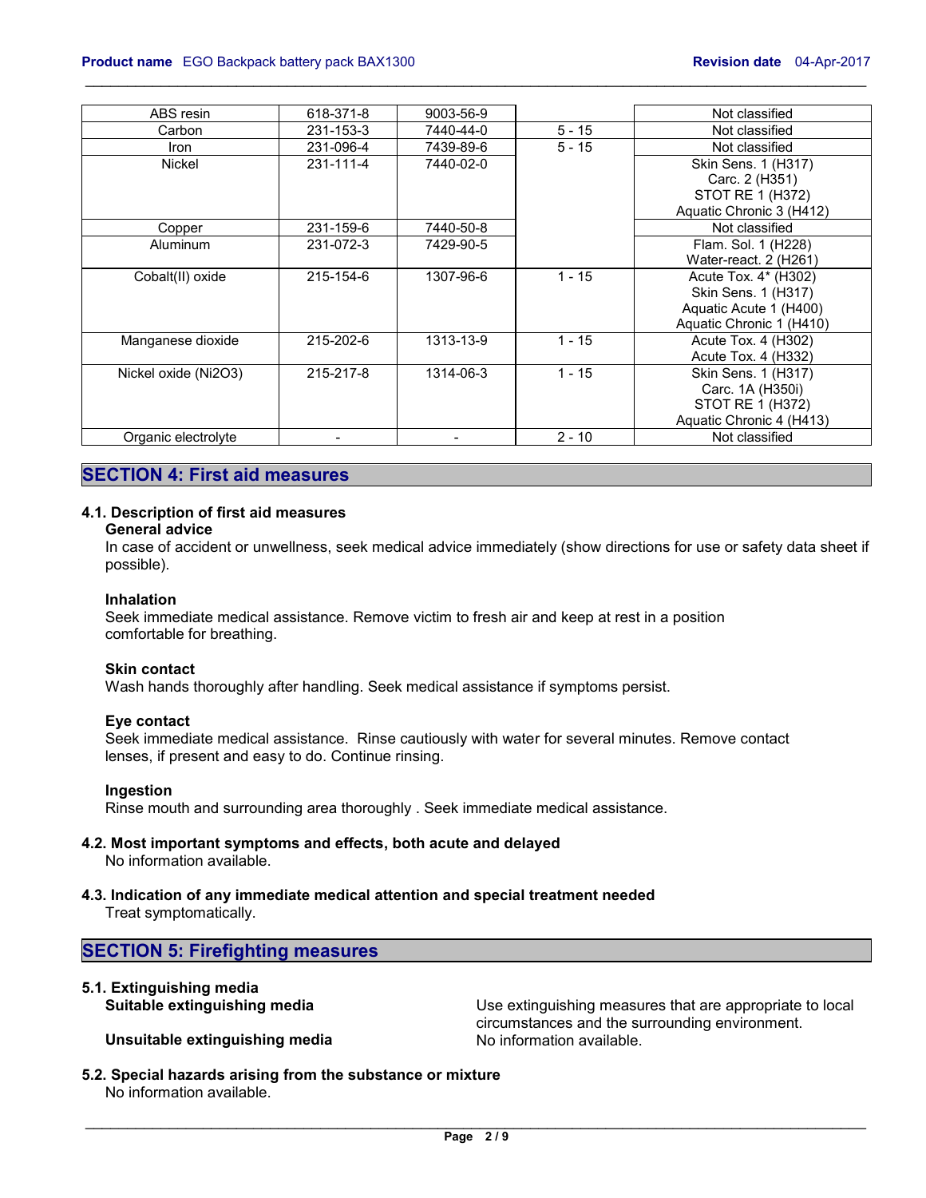| | | | | |
|---|---|---|---|---|
| ABS resin | 618-371-8 | 9003-56-9 | | Not classified |
| Carbon | 231-153-3 | 7440-44-0 | 5 - 15 | Not classified |
| Iron | 231-096-4 | 7439-89-6 | 5 - 15 | Not classified |
| Nickel | 231-111-4 | 7440-02-0 | | Skin Sens. 1 (H317)<br>Carc. 2 (H351)<br>STOT RE 1 (H372)<br>Aquatic Chronic 3 (H412) |
| Copper | 231-159-6 | 7440-50-8 | | Not classified |
| Aluminum | 231-072-3 | 7429-90-5 | | Flam. Sol. 1 (H228)<br>Water-react. 2 (H261) |
| Cobalt(II) oxide | 215-154-6 | 1307-96-6 | 1 - 15 | Acute Tox. 4* (H302)<br>Skin Sens. 1 (H317)<br>Aquatic Acute 1 (H400)<br>Aquatic Chronic 1 (H410) |
| Manganese dioxide | 215-202-6 | 1313-13-9 | 1 - 15 | Acute Tox. 4 (H302)<br>Acute Tox. 4 (H332) |
| Nickel oxide (Ni2O3) | 215-217-8 | 1314-06-3 | 1 - 15 | Skin Sens. 1 (H317)<br>Carc. 1A (H350i)<br>STOT RE 1 (H372)<br>Aquatic Chronic 4 (H413) |
| Organic electrolyte | - | - | 2 - 10 | Not classified |

## SECTION 4: First aid measures

### 4.1. Description of first aid measures

**General advice**

In case of accident or unwellness, seek medical advice immediately (show directions for use or safety data sheet if possible).

**Inhalation**

Seek immediate medical assistance. Remove victim to fresh air and keep at rest in a position comfortable for breathing.

**Skin contact**

Wash hands thoroughly after handling. Seek medical assistance if symptoms persist.

**Eye contact**

Seek immediate medical assistance. Rinse cautiously with water for several minutes. Remove contact lenses, if present and easy to do. Continue rinsing.

**Ingestion**

Rinse mouth and surrounding area thoroughly . Seek immediate medical assistance.

### 4.2. Most important symptoms and effects, both acute and delayed

No information available.

### 4.3. Indication of any immediate medical attention and special treatment needed

Treat symptomatically.

## SECTION 5: Firefighting measures

### 5.1. Extinguishing media

**Suitable extinguishing media** Use extinguishing measures that are appropriate to local circumstances and the surrounding environment.

**Unsuitable extinguishing media** No information available.

### 5.2. Special hazards arising from the substance or mixture

No information available.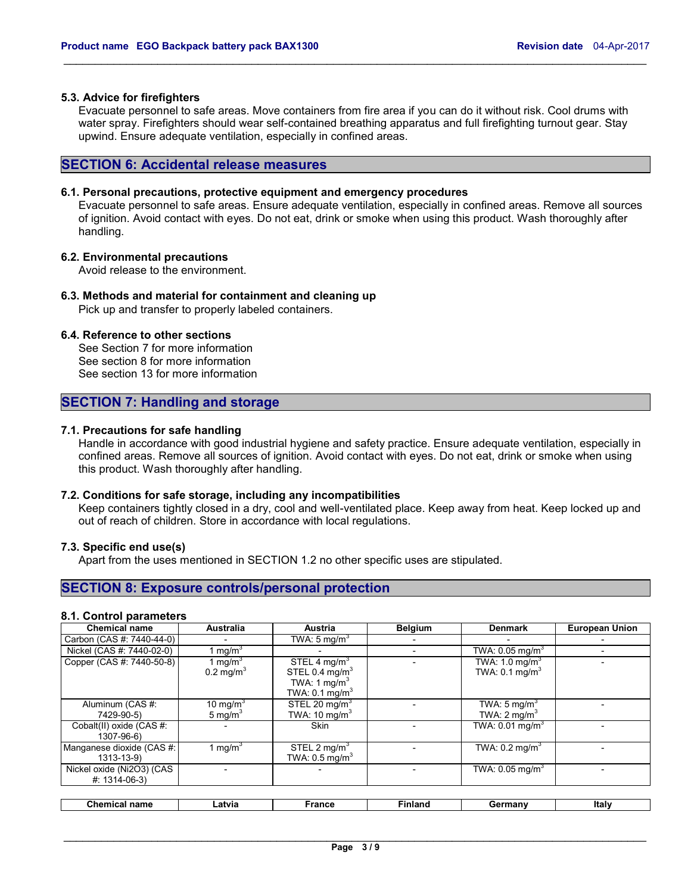### 5.3. Advice for firefighters

Evacuate personnel to safe areas. Move containers from fire area if you can do it without risk. Cool drums with water spray. Firefighters should wear self-contained breathing apparatus and full firefighting turnout gear. Stay upwind. Ensure adequate ventilation, especially in confined areas.

## SECTION 6: Accidental release measures

### 6.1. Personal precautions, protective equipment and emergency procedures

Evacuate personnel to safe areas. Ensure adequate ventilation, especially in confined areas. Remove all sources of ignition. Avoid contact with eyes. Do not eat, drink or smoke when using this product. Wash thoroughly after handling.

### 6.2. Environmental precautions

Avoid release to the environment.

### 6.3. Methods and material for containment and cleaning up

Pick up and transfer to properly labeled containers.

### 6.4. Reference to other sections

See Section 7 for more information
See section 8 for more information
See section 13 for more information

## SECTION 7: Handling and storage

### 7.1. Precautions for safe handling

Handle in accordance with good industrial hygiene and safety practice. Ensure adequate ventilation, especially in confined areas. Remove all sources of ignition. Avoid contact with eyes. Do not eat, drink or smoke when using this product. Wash thoroughly after handling.

### 7.2. Conditions for safe storage, including any incompatibilities

Keep containers tightly closed in a dry, cool and well-ventilated place. Keep away from heat. Keep locked up and out of reach of children. Store in accordance with local regulations.

### 7.3. Specific end use(s)

Apart from the uses mentioned in SECTION 1.2 no other specific uses are stipulated.

## SECTION 8: Exposure controls/personal protection

### 8.1. Control parameters

| Chemical name | Australia | Austria | Belgium | Denmark | European Union |
|---|---|---|---|---|---|
| Carbon (CAS #: 7440-44-0) | - | TWA: 5 mg/m$^3$ | - | - | - |
| Nickel (CAS #: 7440-02-0) | 1 mg/m$^3$ | - | - | TWA: 0.05 mg/m$^3$ | - |
| Copper (CAS #: 7440-50-8) | 1 mg/m$^3$<br>0.2 mg/m$^3$ | STEL 4 mg/m$^3$<br>STEL 0.4 mg/m$^3$<br>TWA: 1 mg/m$^3$<br>TWA: 0.1 mg/m$^3$ | - | TWA: 1.0 mg/m$^3$<br>TWA: 0.1 mg/m$^3$ | - |
| Aluminum (CAS #: 7429-90-5) | 10 mg/m$^3$<br>5 mg/m$^3$ | STEL 20 mg/m$^3$<br>TWA: 10 mg/m$^3$ | - | TWA: 5 mg/m$^3$<br>TWA: 2 mg/m$^3$ | - |
| Cobalt(II) oxide (CAS #: 1307-96-6) | - | Skin | - | TWA: 0.01 mg/m$^3$ | - |
| Manganese dioxide (CAS #: 1313-13-9) | 1 mg/m$^3$ | STEL 2 mg/m$^3$<br>TWA: 0.5 mg/m$^3$ | - | TWA: 0.2 mg/m$^3$ | - |
| Nickel oxide (Ni2O3) (CAS #: 1314-06-3) | - | - | - | TWA: 0.05 mg/m$^3$ | - |

| Chemical name | Latvia | France | Finland | Germany | Italy |
|---|---|---|---|---|---|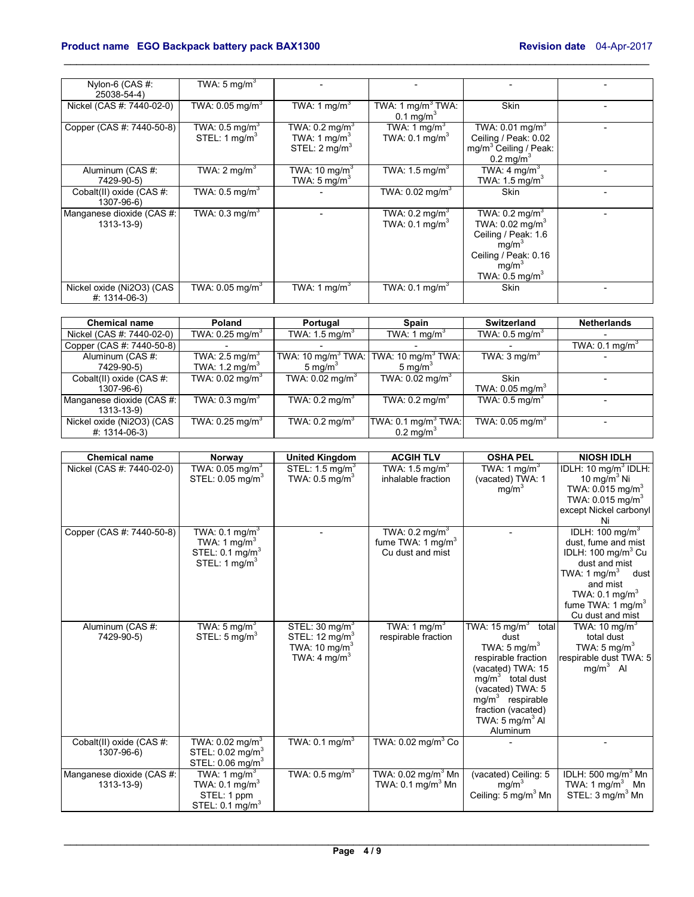| | | | | | |
|---|---|---|---|---|---|
| Nylon-6 (CAS #: 25038-54-4) | TWA: 5 mg/m$^3$ | - | - | - | - |
| Nickel (CAS #: 7440-02-0) | TWA: 0.05 mg/m$^3$ | TWA: 1 mg/m$^3$ | TWA: 1 mg/m$^3$ TWA: 0.1 mg/m$^3$ | Skin | - |
| Copper (CAS #: 7440-50-8) | TWA: 0.5 mg/m$^3$ STEL: 1 mg/m$^3$ | TWA: 0.2 mg/m$^3$ TWA: 1 mg/m$^3$ STEL: 2 mg/m$^3$ | TWA: 1 mg/m$^3$ TWA: 0.1 mg/m$^3$ | TWA: 0.01 mg/m$^3$ Ceiling / Peak: 0.02 mg/m$^3$ Ceiling / Peak: 0.2 mg/m$^3$ | - |
| Aluminum (CAS #: 7429-90-5) | TWA: 2 mg/m$^3$ | TWA: 10 mg/m$^3$ TWA: 5 mg/m$^3$ | TWA: 1.5 mg/m$^3$ | TWA: 4 mg/m$^3$ TWA: 1.5 mg/m$^3$ | - |
| Cobalt(II) oxide (CAS #: 1307-96-6) | TWA: 0.5 mg/m$^3$ | - | TWA: 0.02 mg/m$^3$ | Skin | - |
| Manganese dioxide (CAS #: 1313-13-9) | TWA: 0.3 mg/m$^3$ | - | TWA: 0.2 mg/m$^3$ TWA: 0.1 mg/m$^3$ | TWA: 0.2 mg/m$^3$ TWA: 0.02 mg/m$^3$ Ceiling / Peak: 1.6 mg/m$^3$ Ceiling / Peak: 0.16 mg/m$^3$ TWA: 0.5 mg/m$^3$ | - |
| Nickel oxide (Ni2O3) (CAS #: 1314-06-3) | TWA: 0.05 mg/m$^3$ | TWA: 1 mg/m$^3$ | TWA: 0.1 mg/m$^3$ | Skin | - |

| Chemical name | Poland | Portugal | Spain | Switzerland | Netherlands |
|---|---|---|---|---|---|
| Nickel (CAS #: 7440-02-0) | TWA: 0.25 mg/m$^3$ | TWA: 1.5 mg/m$^3$ | TWA: 1 mg/m$^3$ | TWA: 0.5 mg/m$^3$ | - |
| Copper (CAS #: 7440-50-8) | - | - | - | - | TWA: 0.1 mg/m$^3$ |
| Aluminum (CAS #: 7429-90-5) | TWA: 2.5 mg/m$^3$ TWA: 1.2 mg/m$^3$ | TWA: 10 mg/m$^3$ TWA: 5 mg/m$^3$ | TWA: 10 mg/m$^3$ TWA: 5 mg/m$^3$ | TWA: 3 mg/m$^3$ | - |
| Cobalt(II) oxide (CAS #: 1307-96-6) | TWA: 0.02 mg/m$^3$ | TWA: 0.02 mg/m$^3$ | TWA: 0.02 mg/m$^3$ | Skin TWA: 0.05 mg/m$^3$ | - |
| Manganese dioxide (CAS #: 1313-13-9) | TWA: 0.3 mg/m$^3$ | TWA: 0.2 mg/m$^3$ | TWA: 0.2 mg/m$^3$ | TWA: 0.5 mg/m$^3$ | - |
| Nickel oxide (Ni2O3) (CAS #: 1314-06-3) | TWA: 0.25 mg/m$^3$ | TWA: 0.2 mg/m$^3$ | TWA: 0.1 mg/m$^3$ TWA: 0.2 mg/m$^3$ | TWA: 0.05 mg/m$^3$ | - |

| Chemical name | Norway | United Kingdom | ACGIH TLV | OSHA PEL | NIOSH IDLH |
|---|---|---|---|---|---|
| Nickel (CAS #: 7440-02-0) | TWA: 0.05 mg/m$^3$ STEL: 0.05 mg/m$^3$ | STEL: 1.5 mg/m$^3$ TWA: 0.5 mg/m$^3$ | TWA: 1.5 mg/m$^3$ inhalable fraction | TWA: 1 mg/m$^3$ (vacated) TWA: 1 mg/m$^3$ | IDLH: 10 mg/m$^3$ IDLH: 10 mg/m$^3$ Ni TWA: 0.015 mg/m$^3$ TWA: 0.015 mg/m$^3$ except Nickel carbonyl Ni |
| Copper (CAS #: 7440-50-8) | TWA: 0.1 mg/m$^3$ TWA: 1 mg/m$^3$ STEL: 0.1 mg/m$^3$ STEL: 1 mg/m$^3$ | - | TWA: 0.2 mg/m$^3$ fume TWA: 1 mg/m$^3$ Cu dust and mist | - | IDLH: 100 mg/m$^3$ dust, fume and mist IDLH: 100 mg/m$^3$ Cu dust and mist TWA: 1 mg/m$^3$ dust and mist TWA: 0.1 mg/m$^3$ fume TWA: 1 mg/m$^3$ Cu dust and mist |
| Aluminum (CAS #: 7429-90-5) | TWA: 5 mg/m$^3$ STEL: 5 mg/m$^3$ | STEL: 30 mg/m$^3$ STEL: 12 mg/m$^3$ TWA: 10 mg/m$^3$ TWA: 4 mg/m$^3$ | TWA: 1 mg/m$^3$ respirable fraction | TWA: 15 mg/m$^3$ total dust TWA: 5 mg/m$^3$ respirable fraction (vacated) TWA: 15 mg/m$^3$ total dust (vacated) TWA: 5 mg/m$^3$ respirable fraction (vacated) TWA: 5 mg/m$^3$ Al Aluminum | TWA: 10 mg/m$^3$ total dust TWA: 5 mg/m$^3$ respirable dust TWA: 5 mg/m$^3$ Al |
| Cobalt(II) oxide (CAS #: 1307-96-6) | TWA: 0.02 mg/m$^3$ STEL: 0.02 mg/m$^3$ STEL: 0.06 mg/m$^3$ | TWA: 0.1 mg/m$^3$ | TWA: 0.02 mg/m$^3$ Co | - | - |
| Manganese dioxide (CAS #: 1313-13-9) | TWA: 1 mg/m$^3$ TWA: 0.1 mg/m$^3$ STEL: 1 ppm STEL: 0.1 mg/m$^3$ | TWA: 0.5 mg/m$^3$ | TWA: 0.02 mg/m$^3$ Mn TWA: 0.1 mg/m$^3$ Mn | (vacated) Ceiling: 5 mg/m$^3$ Ceiling: 5 mg/m$^3$ Mn | IDLH: 500 mg/m$^3$ Mn TWA: 1 mg/m$^3$ Mn STEL: 3 mg/m$^3$ Mn |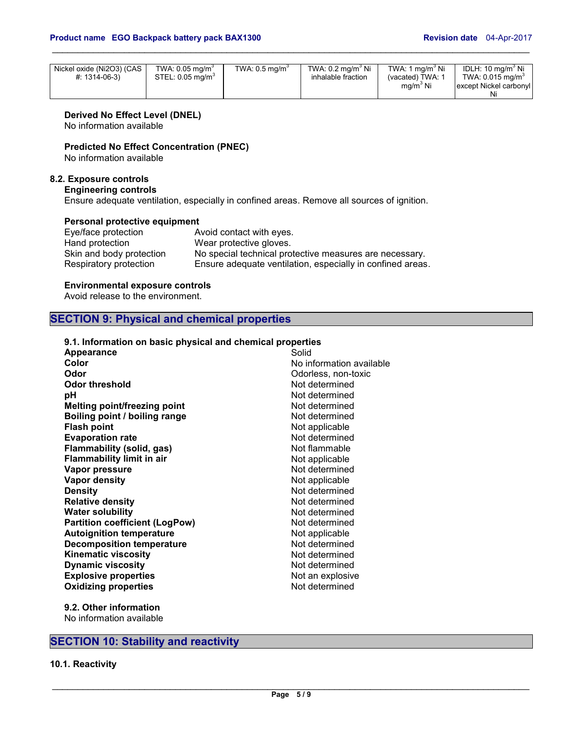| Nickel oxide ($Ni_2O_3$) (CAS #: 1314-06-3) | TWA: 0.05 mg/m$^3$ STEL: 0.05 mg/m$^3$ | TWA: 0.5 mg/m$^3$ | TWA: 0.2 mg/m$^3$ Ni inhalable fraction | TWA: 1 mg/m$^3$ Ni (vacated) TWA: 1 mg/m$^3$ Ni | IDLH: 10 mg/m$^3$ Ni TWA: 0.015 mg/m$^3$ except Nickel carbonyl Ni |
|---|---|---|---|---|---|

**Derived No Effect Level (DNEL)**
No information available

**Predicted No Effect Concentration (PNEC)**
No information available

### 8.2. Exposure controls

**Engineering controls**
Ensure adequate ventilation, especially in confined areas. Remove all sources of ignition.

**Personal protective equipment**

| | |
|---|---|
| Eye/face protection | Avoid contact with eyes. |
| Hand protection | Wear protective gloves. |
| Skin and body protection | No special technical protective measures are necessary. |
| Respiratory protection | Ensure adequate ventilation, especially in confined areas. |

**Environmental exposure controls**
Avoid release to the environment.

## SECTION 9: Physical and chemical properties

### 9.1. Information on basic physical and chemical properties

| | |
|---|---|
| **Appearance** | Solid |
| **Color** | No information available |
| **Odor** | Odorless, non-toxic |
| **Odor threshold** | Not determined |
| **pH** | Not determined |
| **Melting point/freezing point** | Not determined |
| **Boiling point / boiling range** | Not determined |
| **Flash point** | Not applicable |
| **Evaporation rate** | Not determined |
| **Flammability (solid, gas)** | Not flammable |
| **Flammability limit in air** | Not applicable |
| **Vapor pressure** | Not determined |
| **Vapor density** | Not applicable |
| **Density** | Not determined |
| **Relative density** | Not determined |
| **Water solubility** | Not determined |
| **Partition coefficient (LogPow)** | Not determined |
| **Autoignition temperature** | Not applicable |
| **Decomposition temperature** | Not determined |
| **Kinematic viscosity** | Not determined |
| **Dynamic viscosity** | Not determined |
| **Explosive properties** | Not an explosive |
| **Oxidizing properties** | Not determined |

### 9.2. Other information

No information available

## SECTION 10: Stability and reactivity

### 10.1. Reactivity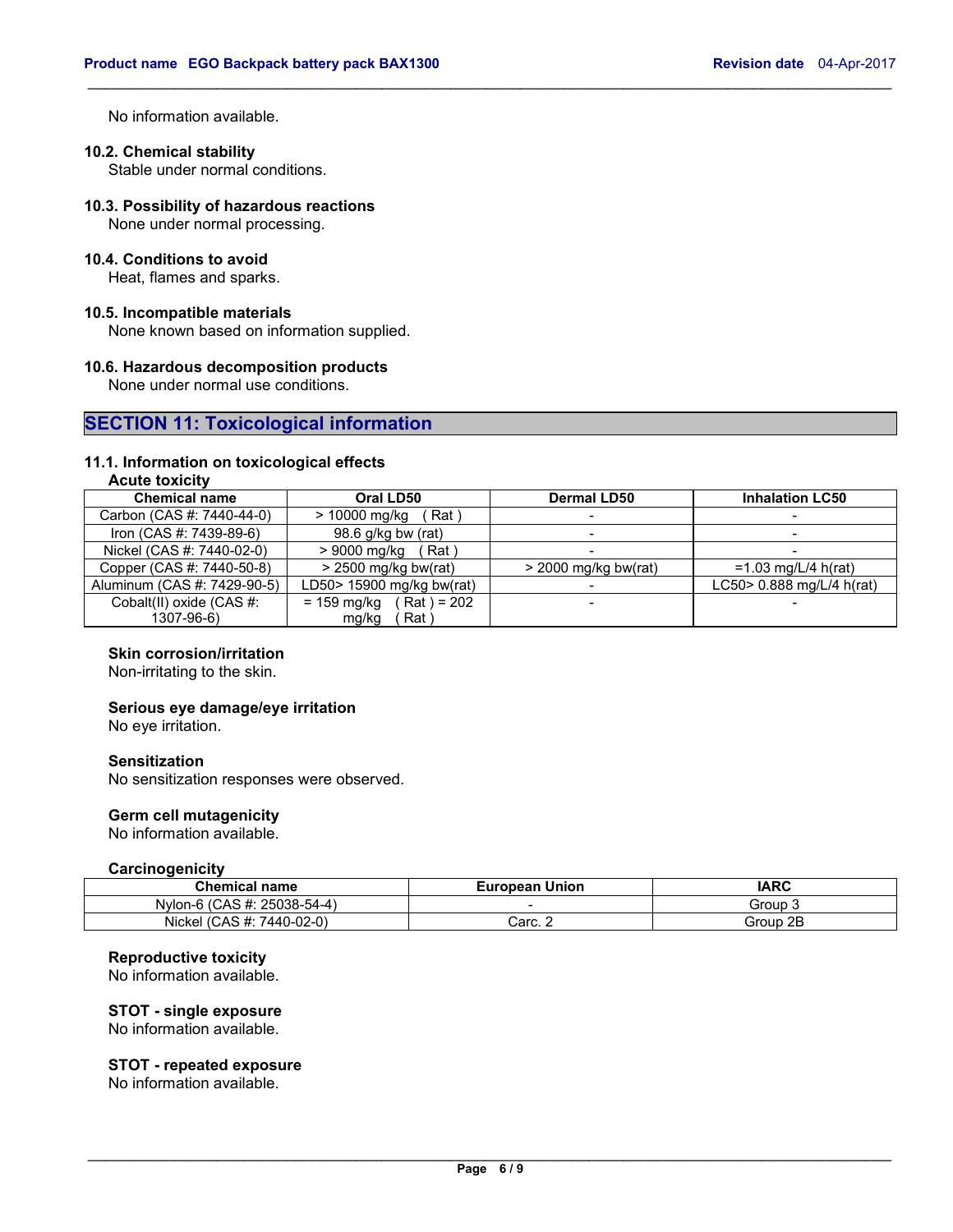No information available.

#### 10.2. Chemical stability

Stable under normal conditions.

#### 10.3. Possibility of hazardous reactions

None under normal processing.

#### 10.4. Conditions to avoid

Heat, flames and sparks.

#### 10.5. Incompatible materials

None known based on information supplied.

#### 10.6. Hazardous decomposition products

None under normal use conditions.

## SECTION 11: Toxicological information

#### 11.1. Information on toxicological effects

**Acute toxicity**

| Chemical name | Oral LD50 | Dermal LD50 | Inhalation LC50 |
|---|---|---|---|
| Carbon (CAS #: 7440-44-0) | > 10000 mg/kg ( Rat ) | - | - |
| Iron (CAS #: 7439-89-6) | 98.6 g/kg bw (rat) | - | - |
| Nickel (CAS #: 7440-02-0) | > 9000 mg/kg ( Rat ) | - | - |
| Copper (CAS #: 7440-50-8) | > 2500 mg/kg bw(rat) | > 2000 mg/kg bw(rat) | =1.03 mg/L/4 h(rat) |
| Aluminum (CAS #: 7429-90-5) | LD50> 15900 mg/kg bw(rat) | - | LC50> 0.888 mg/L/4 h(rat) |
| Cobalt(II) oxide (CAS #: 1307-96-6) | = 159 mg/kg ( Rat ) = 202 mg/kg ( Rat ) | - | - |

**Skin corrosion/irritation**

Non-irritating to the skin.

**Serious eye damage/eye irritation**

No eye irritation.

**Sensitization**

No sensitization responses were observed.

**Germ cell mutagenicity**

No information available.

**Carcinogenicity**

| Chemical name | European Union | IARC |
|---|---|---|
| Nylon-6 (CAS #: 25038-54-4) | - | Group 3 |
| Nickel (CAS #: 7440-02-0) | Carc. 2 | Group 2B |

**Reproductive toxicity**

No information available.

**STOT - single exposure**

No information available.

**STOT - repeated exposure**

No information available.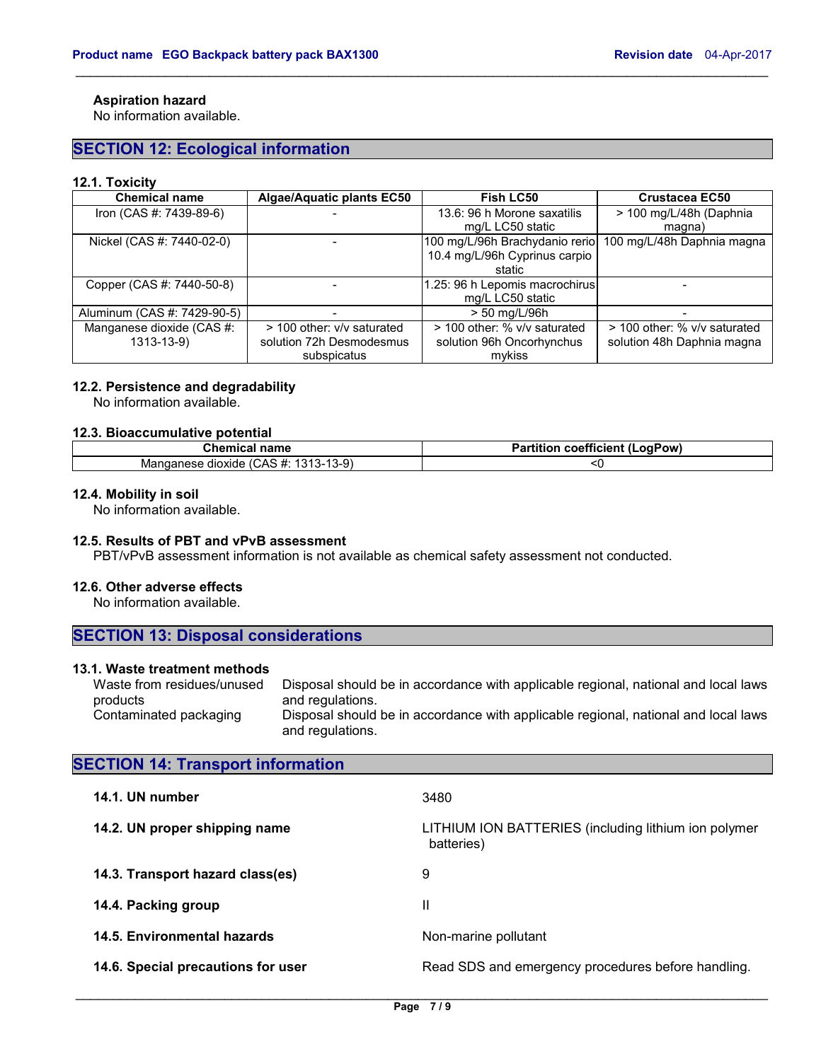### Aspiration hazard

No information available.

## SECTION 12: Ecological information

### 12.1. Toxicity

| Chemical name | Algae/Aquatic plants EC50 | Fish LC50 | Crustacea EC50 |
|---|---|---|---|
| Iron (CAS #: 7439-89-6) | - | 13.6: 96 h Morone saxatilis mg/L LC50 static | > 100 mg/L/48h (Daphnia magna) |
| Nickel (CAS #: 7440-02-0) | - | 100 mg/L/96h Brachydanio rerio 10.4 mg/L/96h Cyprinus carpio static | 100 mg/L/48h Daphnia magna |
| Copper (CAS #: 7440-50-8) | - | 1.25: 96 h Lepomis macrochirus mg/L LC50 static | - |
| Aluminum (CAS #: 7429-90-5) | - | > 50 mg/L/96h | - |
| Manganese dioxide (CAS #: 1313-13-9) | > 100 other: v/v saturated solution 72h Desmodesmus subspicatus | > 100 other: % v/v saturated solution 96h Oncorhynchus mykiss | > 100 other: % v/v saturated solution 48h Daphnia magna |

### 12.2. Persistence and degradability

No information available.

### 12.3. Bioaccumulative potential

| Chemical name | Partition coefficient (LogPow) |
|---|---|
| Manganese dioxide (CAS #: 1313-13-9) | <0 |

### 12.4. Mobility in soil

No information available.

### 12.5. Results of PBT and vPvB assessment

PBT/vPvB assessment information is not available as chemical safety assessment not conducted.

### 12.6. Other adverse effects

No information available.

## SECTION 13: Disposal considerations

### 13.1. Waste treatment methods

| | |
|---|---|
| Waste from residues/unused products | Disposal should be in accordance with applicable regional, national and local laws and regulations. |
| Contaminated packaging | Disposal should be in accordance with applicable regional, national and local laws and regulations. |

## SECTION 14: Transport information

| | |
|---|---|
| **14.1. UN number** | 3480 |
| **14.2. UN proper shipping name** | LITHIUM ION BATTERIES (including lithium ion polymer batteries) |
| **14.3. Transport hazard class(es)** | 9 |
| **14.4. Packing group** | II |
| **14.5. Environmental hazards** | Non-marine pollutant |
| **14.6. Special precautions for user** | Read SDS and emergency procedures before handling. |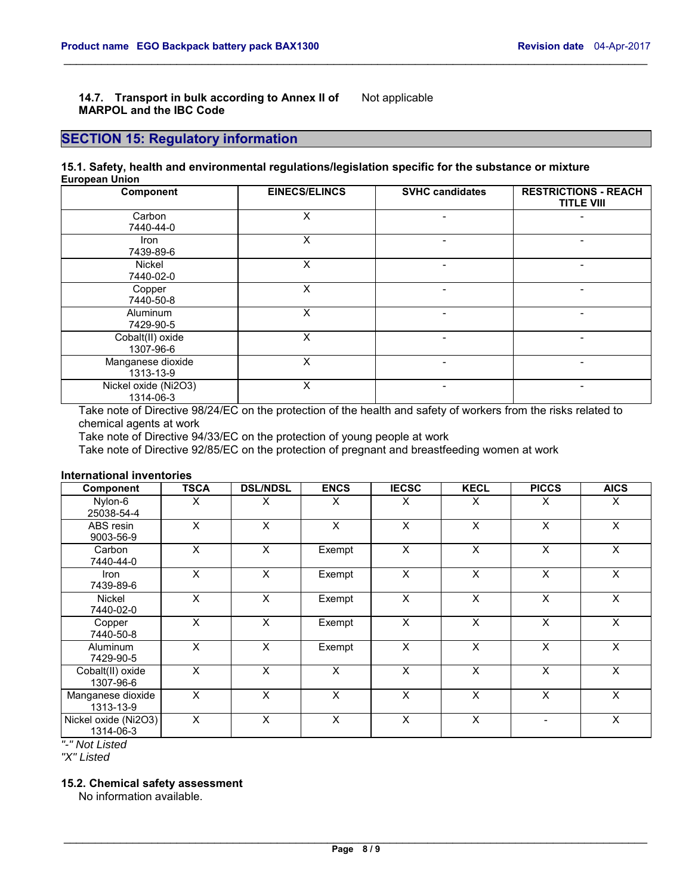**14.7. Transport in bulk according to Annex II of MARPOL and the IBC Code** Not applicable

## SECTION 15: Regulatory information

### 15.1. Safety, health and environmental regulations/legislation specific for the substance or mixture

**European Union**

| Component | EINECS/ELINCS | SVHC candidates | RESTRICTIONS - REACH TITLE VIII |
|---|---|---|---|
| Carbon 7440-44-0 | X | - | - |
| Iron 7439-89-6 | X | - | - |
| Nickel 7440-02-0 | X | - | - |
| Copper 7440-50-8 | X | - | - |
| Aluminum 7429-90-5 | X | - | - |
| Cobalt(II) oxide 1307-96-6 | X | - | - |
| Manganese dioxide 1313-13-9 | X | - | - |
| Nickel oxide (Ni2O3) 1314-06-3 | X | - | - |

Take note of Directive 98/24/EC on the protection of the health and safety of workers from the risks related to chemical agents at work

Take note of Directive 94/33/EC on the protection of young people at work

Take note of Directive 92/85/EC on the protection of pregnant and breastfeeding women at work

**International inventories**

| Component | TSCA | DSL/NDSL | ENCS | IECSC | KECL | PICCS | AICS |
|---|---|---|---|---|---|---|---|
| Nylon-6 25038-54-4 | X | X | X | X | X | X | X |
| ABS resin 9003-56-9 | X | X | X | X | X | X | X |
| Carbon 7440-44-0 | X | X | Exempt | X | X | X | X |
| Iron 7439-89-6 | X | X | Exempt | X | X | X | X |
| Nickel 7440-02-0 | X | X | Exempt | X | X | X | X |
| Copper 7440-50-8 | X | X | Exempt | X | X | X | X |
| Aluminum 7429-90-5 | X | X | Exempt | X | X | X | X |
| Cobalt(II) oxide 1307-96-6 | X | X | X | X | X | X | X |
| Manganese dioxide 1313-13-9 | X | X | X | X | X | X | X |
| Nickel oxide (Ni2O3) 1314-06-3 | X | X | X | X | X | - | X |

*"-" Not Listed*

*"X" Listed*

### 15.2. Chemical safety assessment

No information available.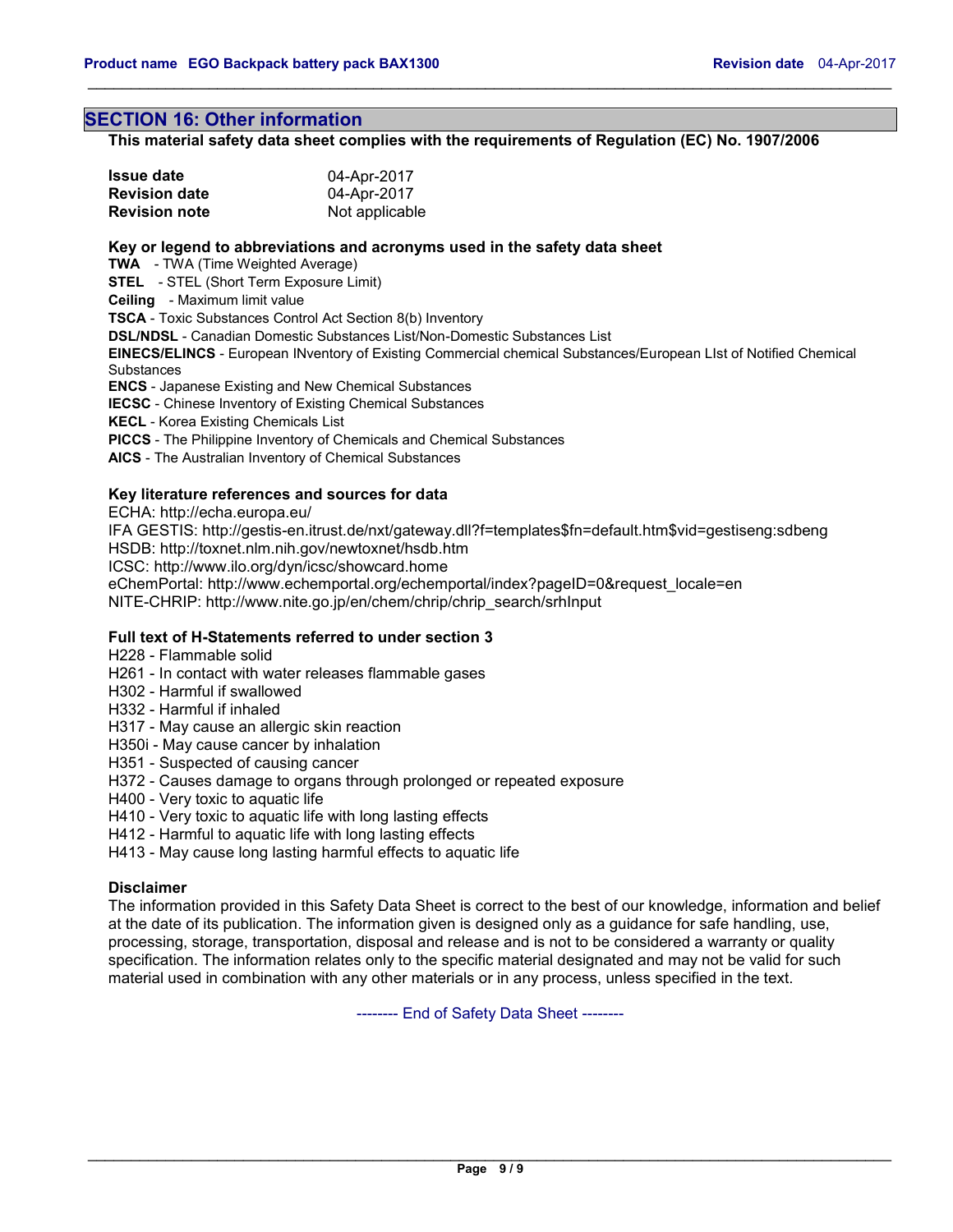## SECTION 16: Other information

**This material safety data sheet complies with the requirements of Regulation (EC) No. 1907/2006**

| | |
|---|---|
| **Issue date** | 04-Apr-2017 |
| **Revision date** | 04-Apr-2017 |
| **Revision note** | Not applicable |

**Key or legend to abbreviations and acronyms used in the safety data sheet**

**TWA** - TWA (Time Weighted Average)
**STEL** - STEL (Short Term Exposure Limit)
**Ceiling** - Maximum limit value
**TSCA** - Toxic Substances Control Act Section 8(b) Inventory
**DSL/NDSL** - Canadian Domestic Substances List/Non-Domestic Substances List
**EINECS/ELINCS** - European INventory of Existing Commercial chemical Substances/European LIst of Notified Chemical Substances
**ENCS** - Japanese Existing and New Chemical Substances
**IECSC** - Chinese Inventory of Existing Chemical Substances
**KECL** - Korea Existing Chemicals List
**PICCS** - The Philippine Inventory of Chemicals and Chemical Substances
**AICS** - The Australian Inventory of Chemical Substances

**Key literature references and sources for data**

ECHA: http://echa.europa.eu/
IFA GESTIS: http://gestis-en.itrust.de/nxt/gateway.dll?f=templates$fn=default.htm$vid=gestiseng:sdbeng
HSDB: http://toxnet.nlm.nih.gov/newtoxnet/hsdb.htm
ICSC: http://www.ilo.org/dyn/icsc/showcard.home
eChemPortal: http://www.echemportal.org/echemportal/index?pageID=0&request_locale=en
NITE-CHRIP: http://www.nite.go.jp/en/chem/chrip/chrip_search/srhInput

**Full text of H-Statements referred to under section 3**

H228 - Flammable solid
H261 - In contact with water releases flammable gases
H302 - Harmful if swallowed
H332 - Harmful if inhaled
H317 - May cause an allergic skin reaction
H350i - May cause cancer by inhalation
H351 - Suspected of causing cancer
H372 - Causes damage to organs through prolonged or repeated exposure
H400 - Very toxic to aquatic life
H410 - Very toxic to aquatic life with long lasting effects
H412 - Harmful to aquatic life with long lasting effects
H413 - May cause long lasting harmful effects to aquatic life

**Disclaimer**

The information provided in this Safety Data Sheet is correct to the best of our knowledge, information and belief at the date of its publication. The information given is designed only as a guidance for safe handling, use, processing, storage, transportation, disposal and release and is not to be considered a warranty or quality specification. The information relates only to the specific material designated and may not be valid for such material used in combination with any other materials or in any process, unless specified in the text.

-------- End of Safety Data Sheet --------